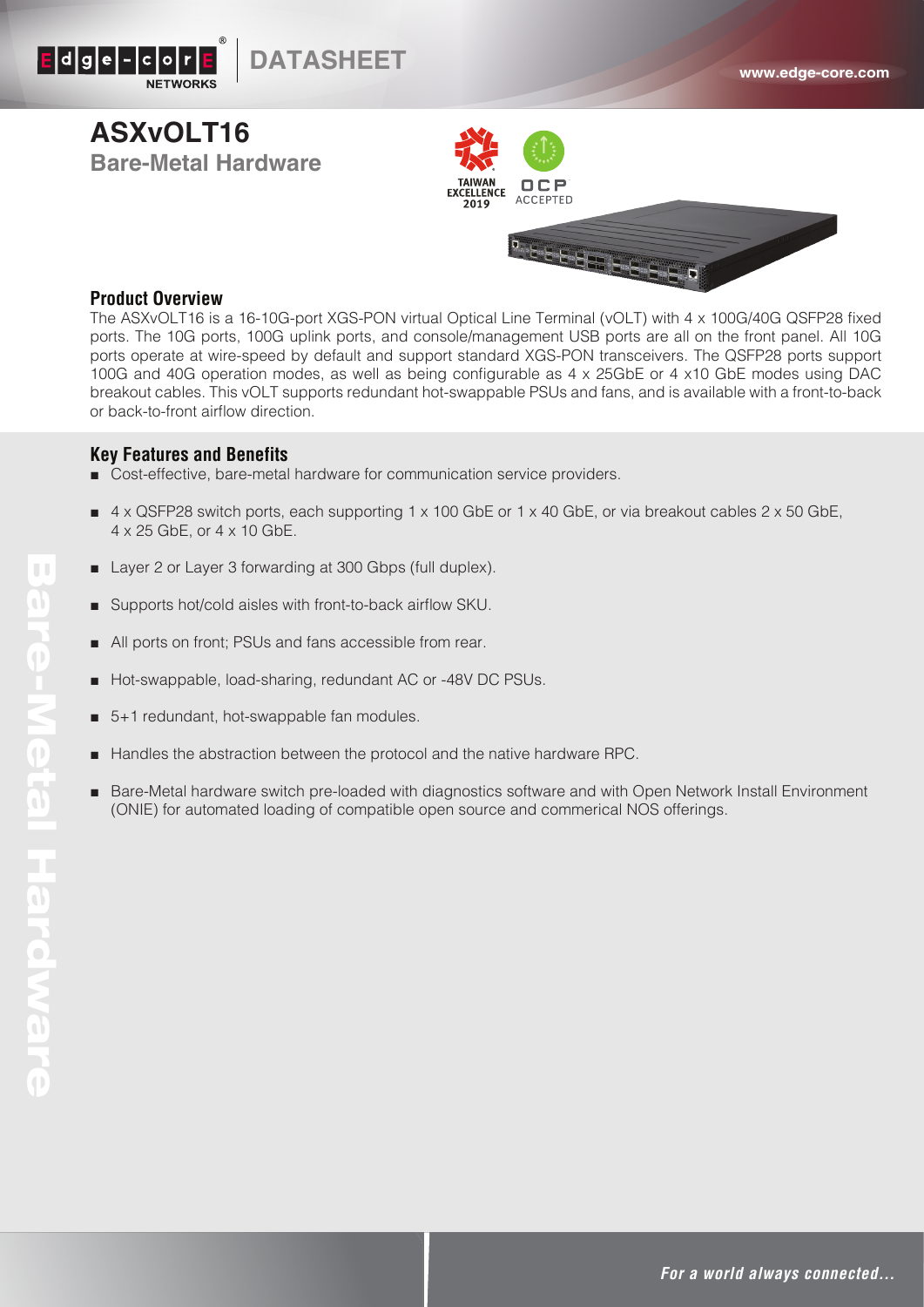# ASXvOLT16

## Bare-Metal Hardware

### Product Overview

The ASXvOLT16 is a 16-10G-port XGS-PON virtual Optical Line Terminal (vOLT) with 4 x 100G/40G QSFP28 fixed ports. The 10G ports, 100G uplink ports, and console/management USB ports are all on the front panel. All 10G ports operate at wire-speed by default and support standard XGS-PON transceivers. The QSFP28 ports support 100G and 40G operation modes, as well as being configurable as 4 x 25GbE or 4 x10 GbE modes using DAC breakout cables. This vOLT supports redundant hot-swappable PSUs and fans, and is available with a front-to-back or back-to-front airflow direction.

### Key Features and Benefits

- Cost-effective, bare-metal hardware for communication service providers.
- 4 x QSFP28 switch ports, each supporting 1 x 100 GbE or 1 x 40 GbE, or via breakout cables 2 x 50 GbE, 4 x 25 GbE, or 4 x 10 GbE.
- Layer 2 or Layer 3 forwarding at 300 Gbps (full duplex).
- Supports hot/cold aisles with front-to-back airflow SKU.
- All ports on front; PSUs and fans accessible from rear.
- Hot-swappable, load-sharing, redundant AC or -48V DC PSUs.
- 5+1 redundant, hot-swappable fan modules.
- Handles the abstraction between the protocol and the native hardware RPC.
- Bare-Metal hardware switch pre-loaded with diagnostics software and with Open Network Install Environment (ONIE) for automated loading of compatible open source and commerical NOS offerings.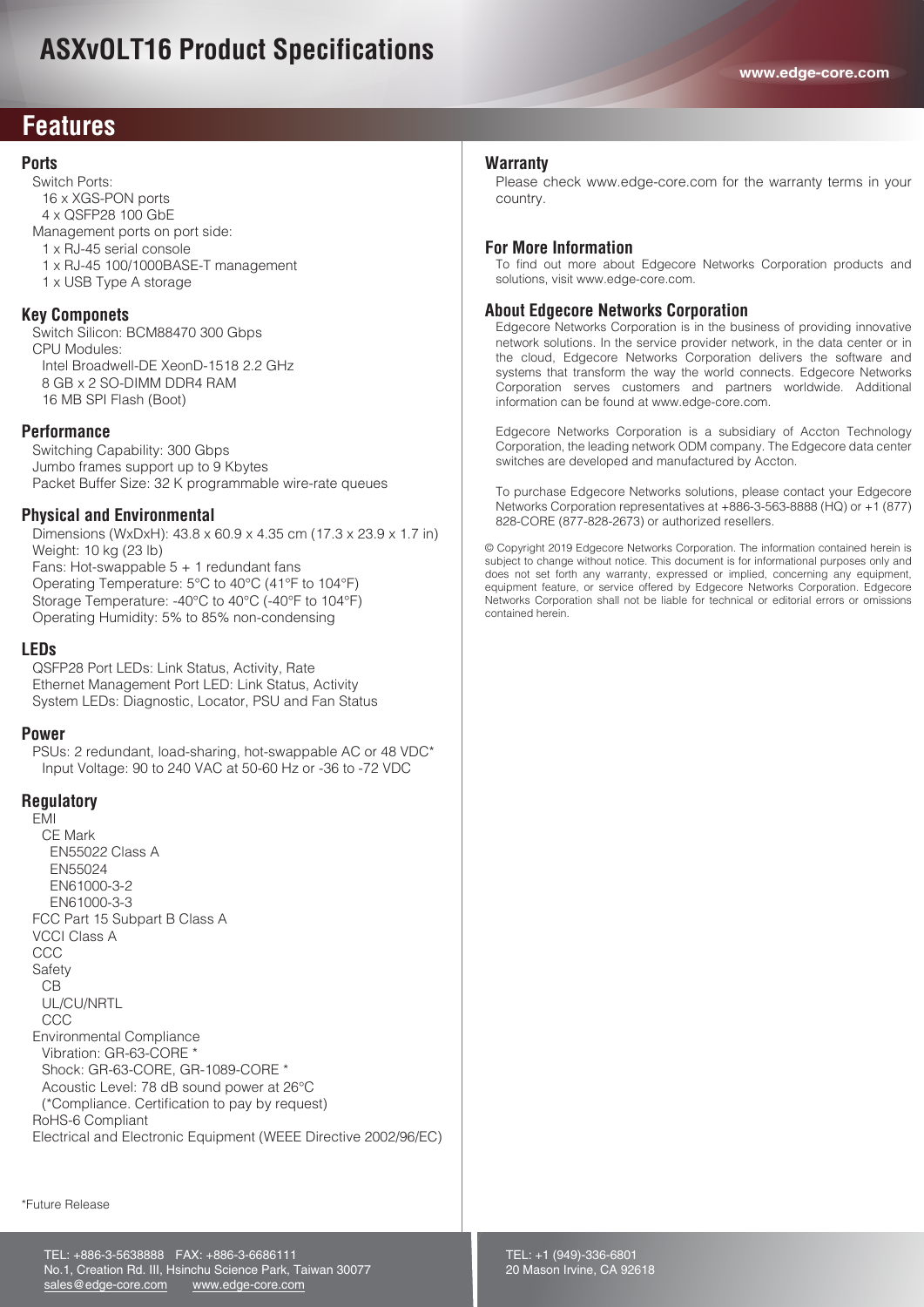# ASXvOLT16 Product Specifications

## Features

### Ports

Switch Ports:
- 16 x XGS-PON ports
- 4 x QSFP28 100 GbE

Management ports on port side:
- 1 x RJ-45 serial console
- 1 x RJ-45 100/1000BASE-T management
- 1 x USB Type A storage

### Key Componets

Switch Silicon: BCM88470 300 Gbps

CPU Modules:
- Intel Broadwell-DE XeonD-1518 2.2 GHz
- 8 GB x 2 SO-DIMM DDR4 RAM
- 16 MB SPI Flash (Boot)

### Performance

Switching Capability: 300 Gbps
Jumbo frames support up to 9 Kbytes
Packet Buffer Size: 32 K programmable wire-rate queues

### Physical and Environmental

Dimensions (WxDxH): 43.8 x 60.9 x 4.35 cm (17.3 x 23.9 x 1.7 in)
Weight: 10 kg (23 lb)
Fans: Hot-swappable 5 + 1 redundant fans
Operating Temperature: 5°C to 40°C (41°F to 104°F)
Storage Temperature: -40°C to 40°C (-40°F to 104°F)
Operating Humidity: 5% to 85% non-condensing

### LEDs

QSFP28 Port LEDs: Link Status, Activity, Rate
Ethernet Management Port LED: Link Status, Activity
System LEDs: Diagnostic, Locator, PSU and Fan Status

### Power

PSUs: 2 redundant, load-sharing, hot-swappable AC or 48 VDC*
- Input Voltage: 90 to 240 VAC at 50-60 Hz or -36 to -72 VDC

### Regulatory

EMI
- CE Mark
  - EN55022 Class A
  - EN55024
  - EN61000-3-2
  - EN61000-3-3

FCC Part 15 Subpart B Class A
VCCI Class A
CCC

Safety
- CB
- UL/CU/NRTL
- CCC

Environmental Compliance
- Vibration: GR-63-CORE *
- Shock: GR-63-CORE, GR-1089-CORE *
- Acoustic Level: 78 dB sound power at 26°C
- (*Compliance. Certification to pay by request)

RoHS-6 Compliant
Electrical and Electronic Equipment (WEEE Directive 2002/96/EC)

*Future Release

### Warranty

Please check www.edge-core.com for the warranty terms in your country.

### For More Information

To find out more about Edgecore Networks Corporation products and solutions, visit www.edge-core.com.

### About Edgecore Networks Corporation

Edgecore Networks Corporation is in the business of providing innovative network solutions. In the service provider network, in the data center or in the cloud, Edgecore Networks Corporation delivers the software and systems that transform the way the world connects. Edgecore Networks Corporation serves customers and partners worldwide. Additional information can be found at www.edge-core.com.

Edgecore Networks Corporation is a subsidiary of Accton Technology Corporation, the leading network ODM company. The Edgecore data center switches are developed and manufactured by Accton.

To purchase Edgecore Networks solutions, please contact your Edgecore Networks Corporation representatives at +886-3-563-8888 (HQ) or +1 (877) 828-CORE (877-828-2673) or authorized resellers.

© Copyright 2019 Edgecore Networks Corporation. The information contained herein is subject to change without notice. This document is for informational purposes only and does not set forth any warranty, expressed or implied, concerning any equipment, equipment feature, or service offered by Edgecore Networks Corporation. Edgecore Networks Corporation shall not be liable for technical or editorial errors or omissions contained herein.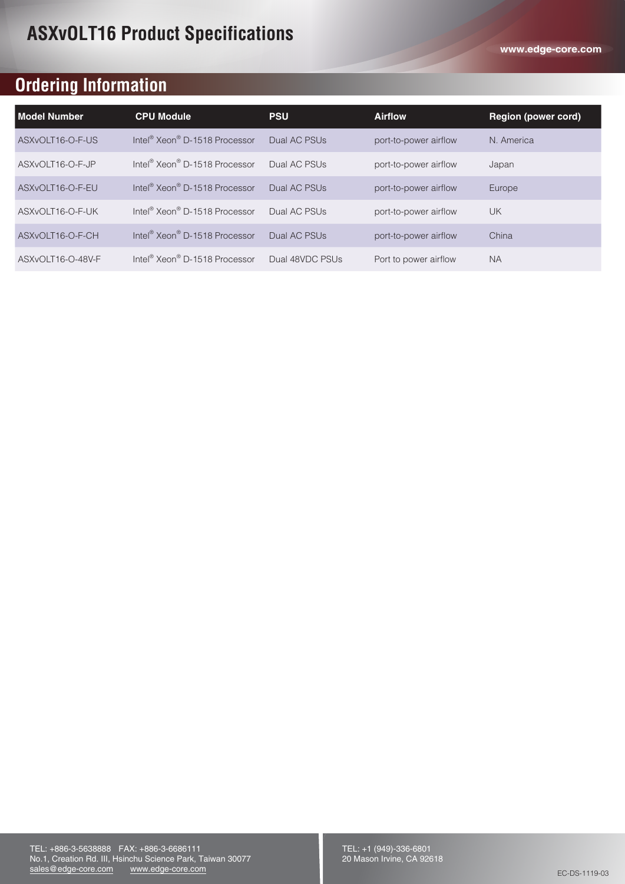## Ordering Information

| Model Number | CPU Module | PSU | Airflow | Region (power cord) |
|---|---|---|---|---|
| ASXvOLT16-O-F-US | Intel® Xeon® D-1518 Processor | Dual AC PSUs | port-to-power airflow | N. America |
| ASXvOLT16-O-F-JP | Intel® Xeon® D-1518 Processor | Dual AC PSUs | port-to-power airflow | Japan |
| ASXvOLT16-O-F-EU | Intel® Xeon® D-1518 Processor | Dual AC PSUs | port-to-power airflow | Europe |
| ASXvOLT16-O-F-UK | Intel® Xeon® D-1518 Processor | Dual AC PSUs | port-to-power airflow | UK |
| ASXvOLT16-O-F-CH | Intel® Xeon® D-1518 Processor | Dual AC PSUs | port-to-power airflow | China |
| ASXvOLT16-O-48V-F | Intel® Xeon® D-1518 Processor | Dual 48VDC PSUs | Port to power airflow | NA |

TEL: +886-3-5638888 FAX: +886-3-6686111
No.1, Creation Rd. III, Hsinchu Science Park, Taiwan 30077
sales@edge-core.com www.edge-core.com

TEL: +1 (949)-336-6801
20 Mason Irvine, CA 92618

EC-DS-1119-03